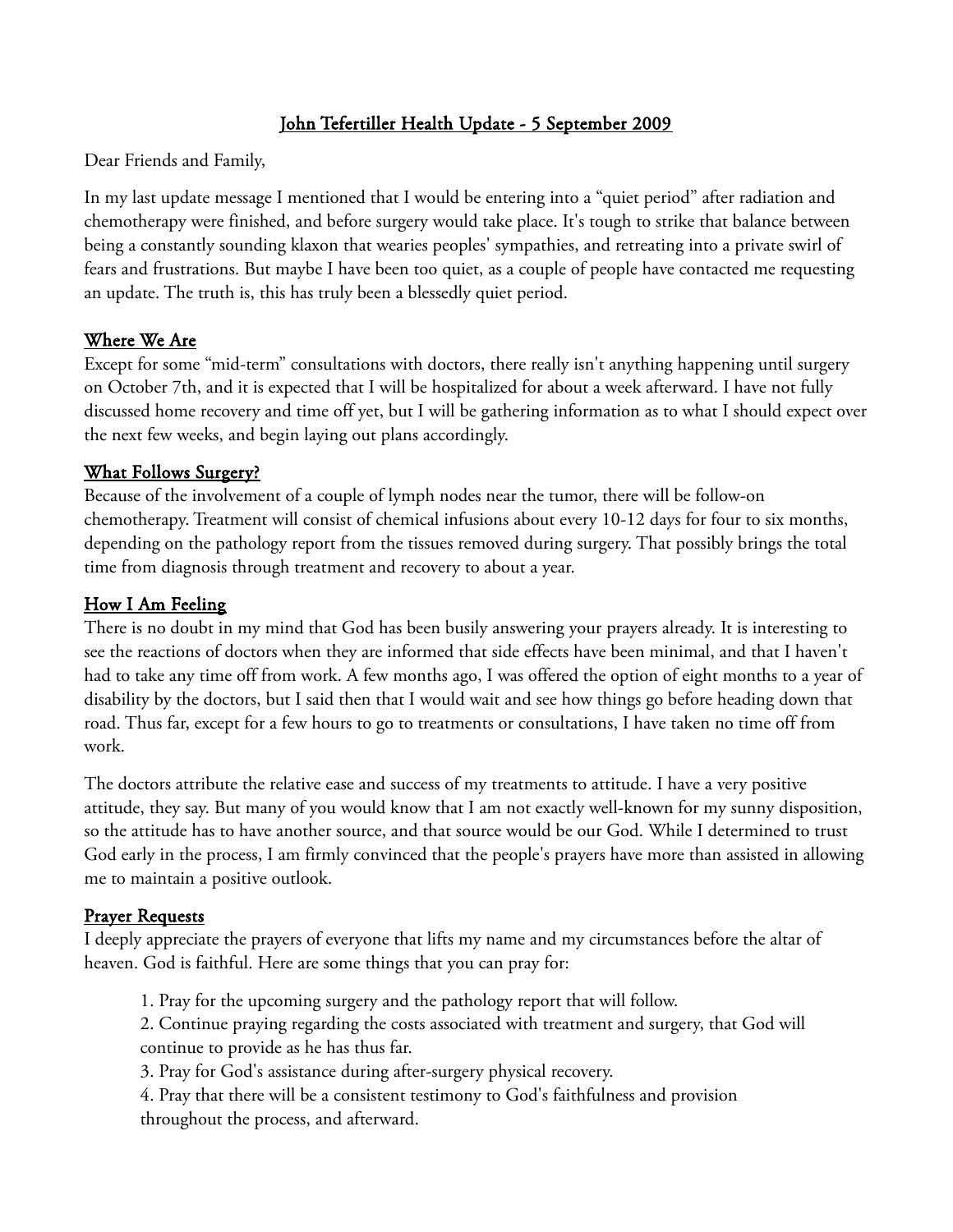# John Tefertiller Health Update - 5 September 2009

Dear Friends and Family,

In my last update message I mentioned that I would be entering into a "quiet period" after radiation and chemotherapy were finished, and before surgery would take place. It's tough to strike that balance between being a constantly sounding klaxon that wearies peoples' sympathies, and retreating into a private swirl of fears and frustrations. But maybe I have been too quiet, as a couple of people have contacted me requesting an update. The truth is, this has truly been a blessedly quiet period.

## Where We Are

Except for some "mid-term" consultations with doctors, there really isn't anything happening until surgery on October 7th, and it is expected that I will be hospitalized for about a week afterward. I have not fully discussed home recovery and time off yet, but I will be gathering information as to what I should expect over the next few weeks, and begin laying out plans accordingly.

## What Follows Surgery?

Because of the involvement of a couple of lymph nodes near the tumor, there will be follow-on chemotherapy. Treatment will consist of chemical infusions about every 10-12 days for four to six months, depending on the pathology report from the tissues removed during surgery. That possibly brings the total time from diagnosis through treatment and recovery to about a year.

## How I Am Feeling

There is no doubt in my mind that God has been busily answering your prayers already. It is interesting to see the reactions of doctors when they are informed that side effects have been minimal, and that I haven't had to take any time off from work. A few months ago, I was offered the option of eight months to a year of disability by the doctors, but I said then that I would wait and see how things go before heading down that road. Thus far, except for a few hours to go to treatments or consultations, I have taken no time off from work.

The doctors attribute the relative ease and success of my treatments to attitude. I have a very positive attitude, they say. But many of you would know that I am not exactly well-known for my sunny disposition, so the attitude has to have another source, and that source would be our God. While I determined to trust God early in the process, I am firmly convinced that the people's prayers have more than assisted in allowing me to maintain a positive outlook.

## Prayer Requests

I deeply appreciate the prayers of everyone that lifts my name and my circumstances before the altar of heaven. God is faithful. Here are some things that you can pray for:

1. Pray for the upcoming surgery and the pathology report that will follow.
2. Continue praying regarding the costs associated with treatment and surgery, that God will continue to provide as he has thus far.
3. Pray for God's assistance during after-surgery physical recovery.
4. Pray that there will be a consistent testimony to God's faithfulness and provision throughout the process, and afterward.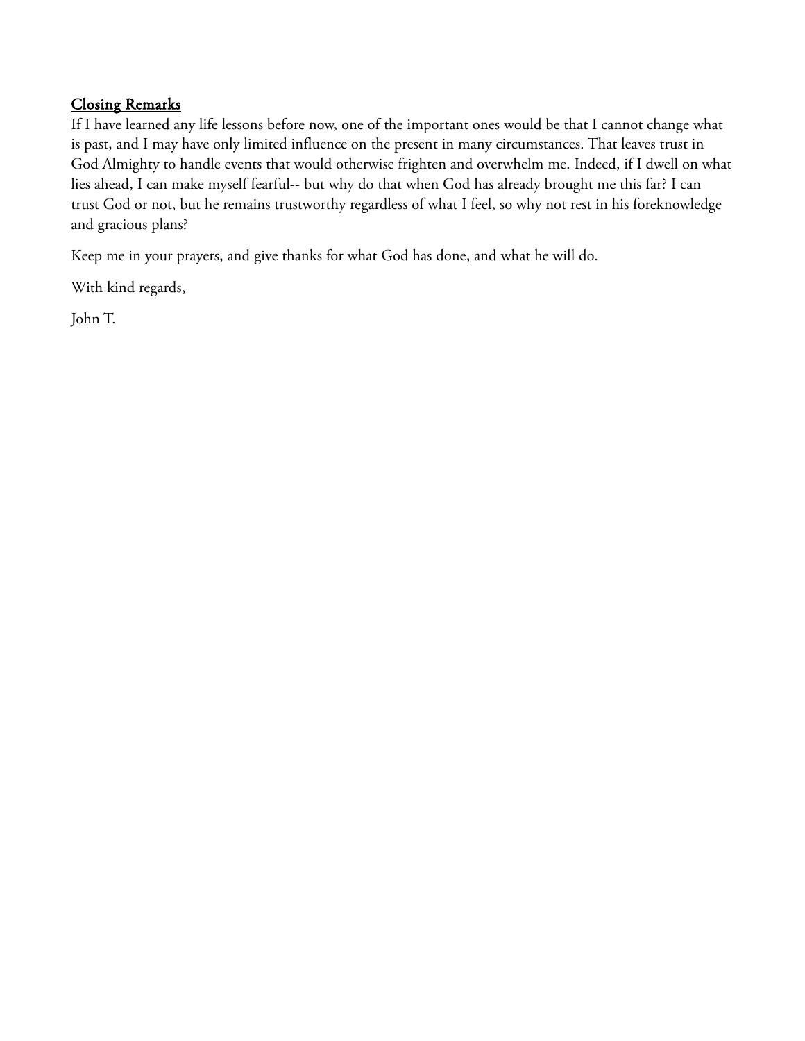## Closing Remarks

If I have learned any life lessons before now, one of the important ones would be that I cannot change what is past, and I may have only limited influence on the present in many circumstances. That leaves trust in God Almighty to handle events that would otherwise frighten and overwhelm me. Indeed, if I dwell on what lies ahead, I can make myself fearful-- but why do that when God has already brought me this far? I can trust God or not, but he remains trustworthy regardless of what I feel, so why not rest in his foreknowledge and gracious plans?

Keep me in your prayers, and give thanks for what God has done, and what he will do.

With kind regards,

John T.